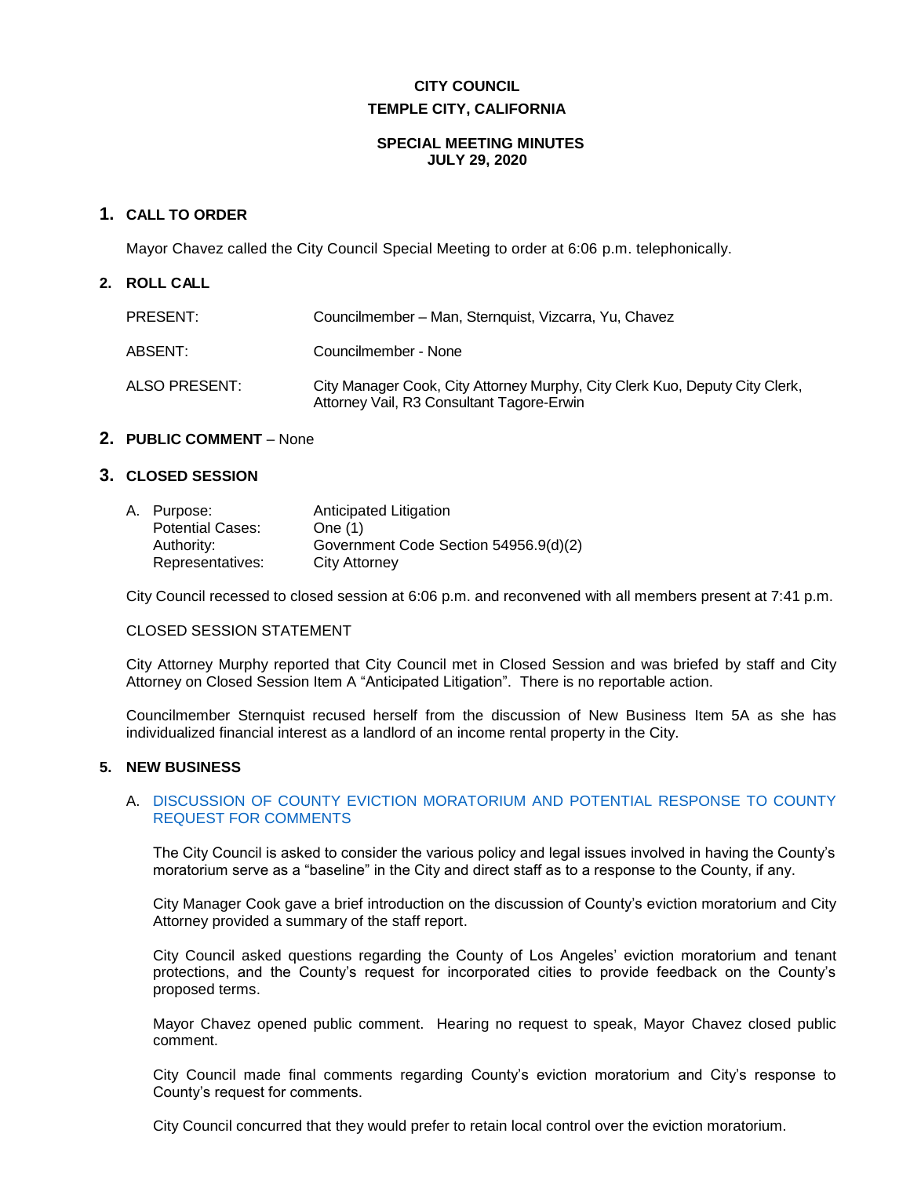# CITY COUNCIL
# TEMPLE CITY, CALIFORNIA

## SPECIAL MEETING MINUTES
## JULY 29, 2020

## 1. CALL TO ORDER

Mayor Chavez called the City Council Special Meeting to order at 6:06 p.m. telephonically.

## 2. ROLL CALL

| | |
|---|---|
| PRESENT: | Councilmember – Man, Sternquist, Vizcarra, Yu, Chavez |
| ABSENT: | Councilmember - None |
| ALSO PRESENT: | City Manager Cook, City Attorney Murphy, City Clerk Kuo, Deputy City Clerk, Attorney Vail, R3 Consultant Tagore-Erwin |

## 2. PUBLIC COMMENT – None

## 3. CLOSED SESSION

| | |
|---|---|
| A. Purpose: | Anticipated Litigation |
| Potential Cases: | One (1) |
| Authority: | Government Code Section 54956.9(d)(2) |
| Representatives: | City Attorney |

City Council recessed to closed session at 6:06 p.m. and reconvened with all members present at 7:41 p.m.

CLOSED SESSION STATEMENT

City Attorney Murphy reported that City Council met in Closed Session and was briefed by staff and City Attorney on Closed Session Item A "Anticipated Litigation". There is no reportable action.

Councilmember Sternquist recused herself from the discussion of New Business Item 5A as she has individualized financial interest as a landlord of an income rental property in the City.

## 5. NEW BUSINESS

A. DISCUSSION OF COUNTY EVICTION MORATORIUM AND POTENTIAL RESPONSE TO COUNTY REQUEST FOR COMMENTS

The City Council is asked to consider the various policy and legal issues involved in having the County's moratorium serve as a "baseline" in the City and direct staff as to a response to the County, if any.

City Manager Cook gave a brief introduction on the discussion of County's eviction moratorium and City Attorney provided a summary of the staff report.

City Council asked questions regarding the County of Los Angeles' eviction moratorium and tenant protections, and the County's request for incorporated cities to provide feedback on the County's proposed terms.

Mayor Chavez opened public comment. Hearing no request to speak, Mayor Chavez closed public comment.

City Council made final comments regarding County's eviction moratorium and City's response to County's request for comments.

City Council concurred that they would prefer to retain local control over the eviction moratorium.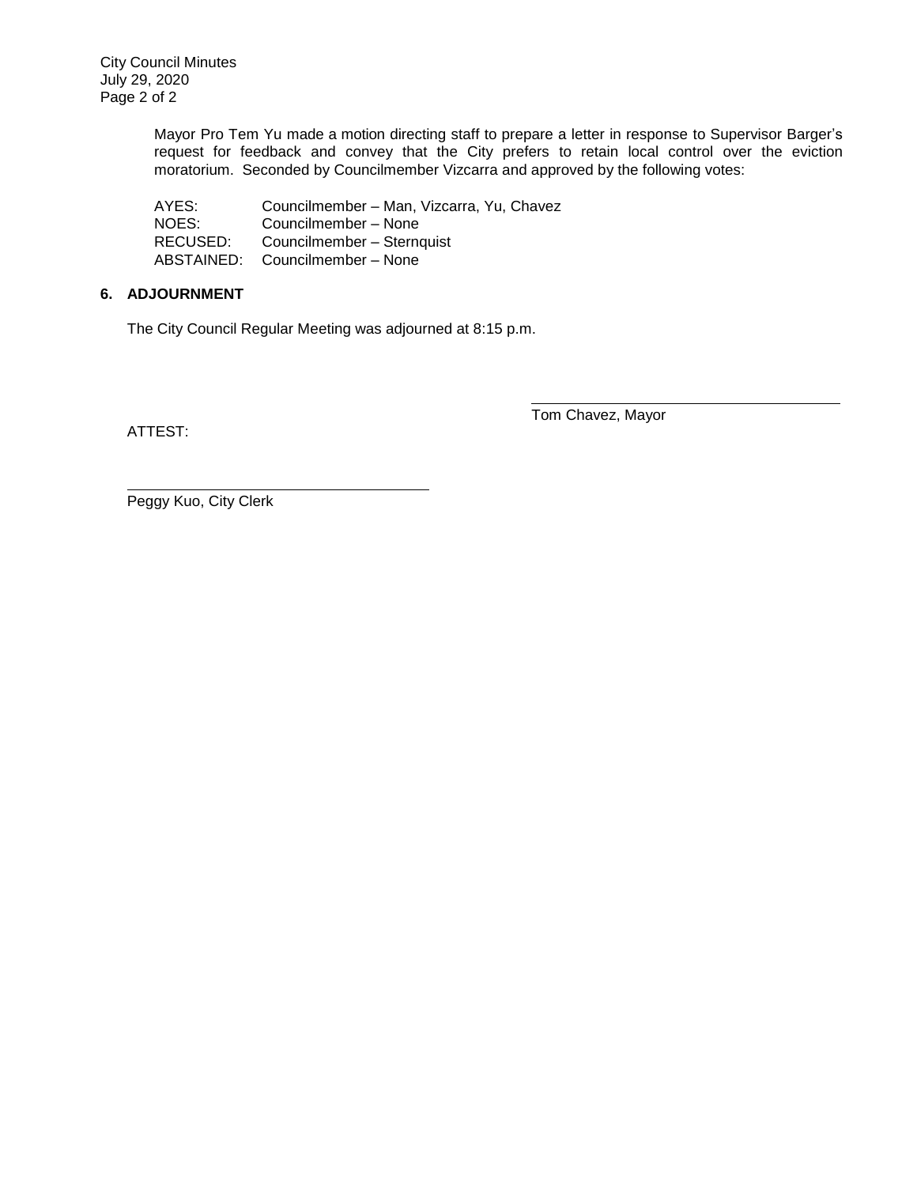Mayor Pro Tem Yu made a motion directing staff to prepare a letter in response to Supervisor Barger's request for feedback and convey that the City prefers to retain local control over the eviction moratorium. Seconded by Councilmember Vizcarra and approved by the following votes:

| | |
|---|---|
| AYES: | Councilmember – Man, Vizcarra, Yu, Chavez |
| NOES: | Councilmember – None |
| RECUSED: | Councilmember – Sternquist |
| ABSTAINED: | Councilmember – None |

## 6. ADJOURNMENT

The City Council Regular Meeting was adjourned at 8:15 p.m.

Tom Chavez, Mayor

ATTEST:

Peggy Kuo, City Clerk